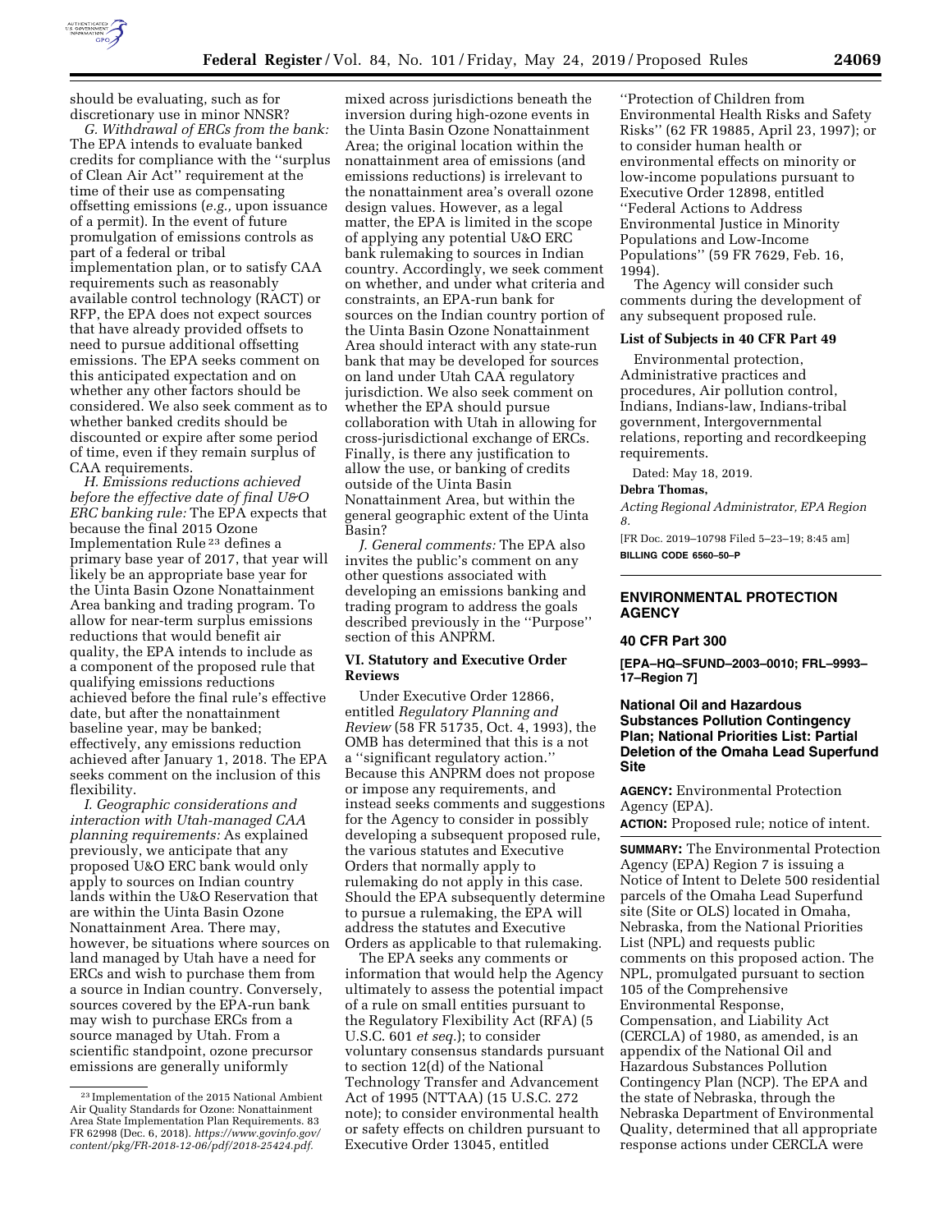should be evaluating, such as for discretionary use in minor NNSR?

*G. Withdrawal of ERCs from the bank:* The EPA intends to evaluate banked credits for compliance with the ''surplus of Clean Air Act'' requirement at the time of their use as compensating offsetting emissions (*e.g.,* upon issuance of a permit). In the event of future promulgation of emissions controls as part of a federal or tribal implementation plan, or to satisfy CAA requirements such as reasonably available control technology (RACT) or RFP, the EPA does not expect sources that have already provided offsets to need to pursue additional offsetting emissions. The EPA seeks comment on this anticipated expectation and on whether any other factors should be considered. We also seek comment as to whether banked credits should be discounted or expire after some period of time, even if they remain surplus of CAA requirements.

*H. Emissions reductions achieved before the effective date of final U&O ERC banking rule:* The EPA expects that because the final 2015 Ozone Implementation Rule [23] defines a primary base year of 2017, that year will likely be an appropriate base year for the Uinta Basin Ozone Nonattainment Area banking and trading program. To allow for near-term surplus emissions reductions that would benefit air quality, the EPA intends to include as a component of the proposed rule that qualifying emissions reductions achieved before the final rule's effective date, but after the nonattainment baseline year, may be banked; effectively, any emissions reduction achieved after January 1, 2018. The EPA seeks comment on the inclusion of this flexibility.

*I. Geographic considerations and interaction with Utah-managed CAA planning requirements:* As explained previously, we anticipate that any proposed U&O ERC bank would only apply to sources on Indian country lands within the U&O Reservation that are within the Uinta Basin Ozone Nonattainment Area. There may, however, be situations where sources on land managed by Utah have a need for ERCs and wish to purchase them from a source in Indian country. Conversely, sources covered by the EPA-run bank may wish to purchase ERCs from a source managed by Utah. From a scientific standpoint, ozone precursor emissions are generally uniformly mixed across jurisdictions beneath the inversion during high-ozone events in the Uinta Basin Ozone Nonattainment Area; the original location within the nonattainment area of emissions (and emissions reductions) is irrelevant to the nonattainment area's overall ozone design values. However, as a legal matter, the EPA is limited in the scope of applying any potential U&O ERC bank rulemaking to sources in Indian country. Accordingly, we seek comment on whether, and under what criteria and constraints, an EPA-run bank for sources on the Indian country portion of the Uinta Basin Ozone Nonattainment Area should interact with any state-run bank that may be developed for sources on land under Utah CAA regulatory jurisdiction. We also seek comment on whether the EPA should pursue collaboration with Utah in allowing for cross-jurisdictional exchange of ERCs. Finally, is there any justification to allow the use, or banking of credits outside of the Uinta Basin Nonattainment Area, but within the general geographic extent of the Uinta Basin?

*J. General comments:* The EPA also invites the public's comment on any other questions associated with developing an emissions banking and trading program to address the goals described previously in the ''Purpose'' section of this ANPRM.

## VI. Statutory and Executive Order Reviews

Under Executive Order 12866, entitled *Regulatory Planning and Review* (58 FR 51735, Oct. 4, 1993), the OMB has determined that this is a not a ''significant regulatory action.'' Because this ANPRM does not propose or impose any requirements, and instead seeks comments and suggestions for the Agency to consider in possibly developing a subsequent proposed rule, the various statutes and Executive Orders that normally apply to rulemaking do not apply in this case. Should the EPA subsequently determine to pursue a rulemaking, the EPA will address the statutes and Executive Orders as applicable to that rulemaking.

The EPA seeks any comments or information that would help the Agency ultimately to assess the potential impact of a rule on small entities pursuant to the Regulatory Flexibility Act (RFA) (5 U.S.C. 601 *et seq.*); to consider voluntary consensus standards pursuant to section 12(d) of the National Technology Transfer and Advancement Act of 1995 (NTTAA) (15 U.S.C. 272 note); to consider environmental health or safety effects on children pursuant to Executive Order 13045, entitled ''Protection of Children from Environmental Health Risks and Safety Risks'' (62 FR 19885, April 23, 1997); or to consider human health or environmental effects on minority or low-income populations pursuant to Executive Order 12898, entitled ''Federal Actions to Address Environmental Justice in Minority Populations and Low-Income Populations'' (59 FR 7629, Feb. 16, 1994).

The Agency will consider such comments during the development of any subsequent proposed rule.

### List of Subjects in 40 CFR Part 49

Environmental protection, Administrative practices and procedures, Air pollution control, Indians, Indians-law, Indians-tribal government, Intergovernmental relations, reporting and recordkeeping requirements.

Dated: May 18, 2019.

**Debra Thomas,**

*Acting Regional Administrator, EPA Region 8.*

[FR Doc. 2019–10798 Filed 5–23–19; 8:45 am]

**BILLING CODE 6560–50–P**

---

[23] Implementation of the 2015 National Ambient Air Quality Standards for Ozone: Nonattainment Area State Implementation Plan Requirements. 83 FR 62998 (Dec. 6, 2018). *https://www.govinfo.gov/content/pkg/FR-2018-12-06/pdf/2018-25424.pdf.*

---

## ENVIRONMENTAL PROTECTION AGENCY

### 40 CFR Part 300

**[EPA–HQ–SFUND–2003–0010; FRL–9993–17–Region 7]**

### National Oil and Hazardous Substances Pollution Contingency Plan; National Priorities List: Partial Deletion of the Omaha Lead Superfund Site

**AGENCY:** Environmental Protection Agency (EPA).

**ACTION:** Proposed rule; notice of intent.

**SUMMARY:** The Environmental Protection Agency (EPA) Region 7 is issuing a Notice of Intent to Delete 500 residential parcels of the Omaha Lead Superfund site (Site or OLS) located in Omaha, Nebraska, from the National Priorities List (NPL) and requests public comments on this proposed action. The NPL, promulgated pursuant to section 105 of the Comprehensive Environmental Response, Compensation, and Liability Act (CERCLA) of 1980, as amended, is an appendix of the National Oil and Hazardous Substances Pollution Contingency Plan (NCP). The EPA and the state of Nebraska, through the Nebraska Department of Environmental Quality, determined that all appropriate response actions under CERCLA were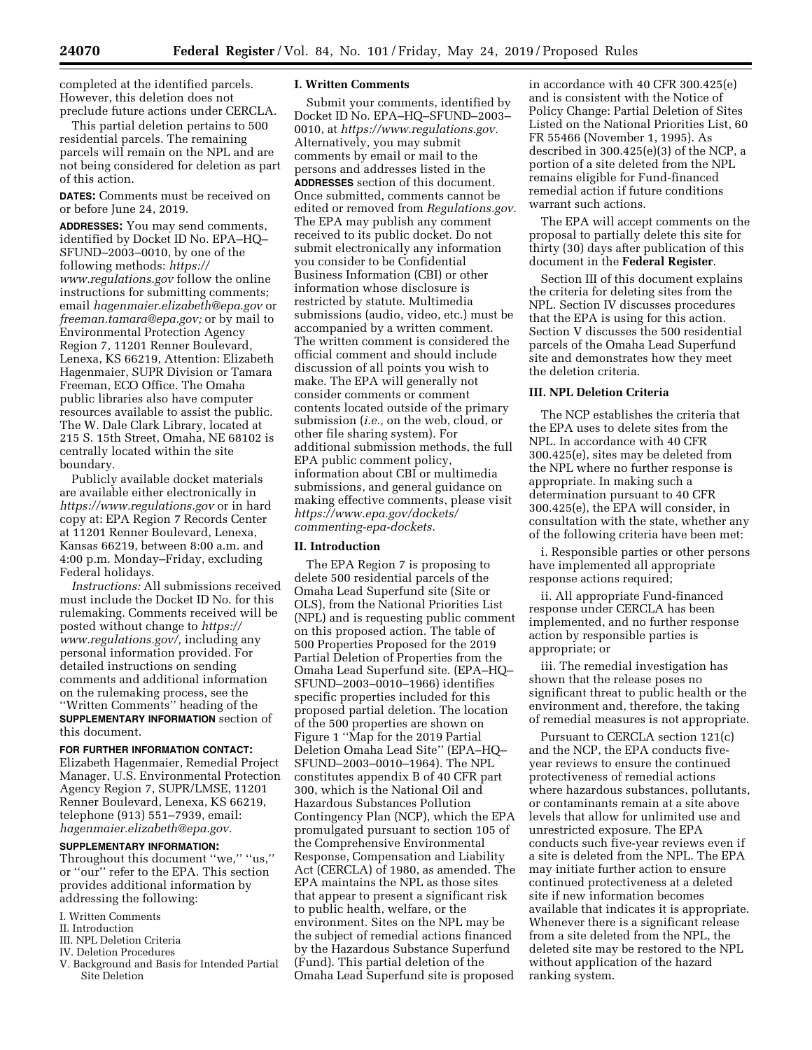completed at the identified parcels. However, this deletion does not preclude future actions under CERCLA.

This partial deletion pertains to 500 residential parcels. The remaining parcels will remain on the NPL and are not being considered for deletion as part of this action.

**DATES:** Comments must be received on or before June 24, 2019.

**ADDRESSES:** You may send comments, identified by Docket ID No. EPA–HQ–SFUND–2003–0010, by one of the following methods: *https://www.regulations.gov* follow the online instructions for submitting comments; email *hagenmaier.elizabeth@epa.gov* or *freeman.tamara@epa.gov;* or by mail to Environmental Protection Agency Region 7, 11201 Renner Boulevard, Lenexa, KS 66219, Attention: Elizabeth Hagenmaier, SUPR Division or Tamara Freeman, ECO Office. The Omaha public libraries also have computer resources available to assist the public. The W. Dale Clark Library, located at 215 S. 15th Street, Omaha, NE 68102 is centrally located within the site boundary.

Publicly available docket materials are available either electronically in *https://www.regulations.gov* or in hard copy at: EPA Region 7 Records Center at 11201 Renner Boulevard, Lenexa, Kansas 66219, between 8:00 a.m. and 4:00 p.m. Monday–Friday, excluding Federal holidays.

*Instructions:* All submissions received must include the Docket ID No. for this rulemaking. Comments received will be posted without change to *https://www.regulations.gov/,* including any personal information provided. For detailed instructions on sending comments and additional information on the rulemaking process, see the "Written Comments" heading of the **SUPPLEMENTARY INFORMATION** section of this document.

**FOR FURTHER INFORMATION CONTACT:** Elizabeth Hagenmaier, Remedial Project Manager, U.S. Environmental Protection Agency Region 7, SUPR/LMSE, 11201 Renner Boulevard, Lenexa, KS 66219, telephone (913) 551–7939, email: *hagenmaier.elizabeth@epa.gov.*

**SUPPLEMENTARY INFORMATION:** Throughout this document "we," "us," or "our" refer to the EPA. This section provides additional information by addressing the following:

I. Written Comments
II. Introduction
III. NPL Deletion Criteria
IV. Deletion Procedures
V. Background and Basis for Intended Partial Site Deletion

## I. Written Comments

Submit your comments, identified by Docket ID No. EPA–HQ–SFUND–2003–0010, at *https://www.regulations.gov.* Alternatively, you may submit comments by email or mail to the persons and addresses listed in the **ADDRESSES** section of this document. Once submitted, comments cannot be edited or removed from *Regulations.gov.* The EPA may publish any comment received to its public docket. Do not submit electronically any information you consider to be Confidential Business Information (CBI) or other information whose disclosure is restricted by statute. Multimedia submissions (audio, video, etc.) must be accompanied by a written comment. The written comment is considered the official comment and should include discussion of all points you wish to make. The EPA will generally not consider comments or comment contents located outside of the primary submission (*i.e.,* on the web, cloud, or other file sharing system). For additional submission methods, the full EPA public comment policy, information about CBI or multimedia submissions, and general guidance on making effective comments, please visit *https://www.epa.gov/dockets/commenting-epa-dockets.*

## II. Introduction

The EPA Region 7 is proposing to delete 500 residential parcels of the Omaha Lead Superfund site (Site or OLS), from the National Priorities List (NPL) and is requesting public comment on this proposed action. The table of 500 Properties Proposed for the 2019 Partial Deletion of Properties from the Omaha Lead Superfund site. (EPA–HQ–SFUND–2003–0010–1966) identifies specific properties included for this proposed partial deletion. The location of the 500 properties are shown on Figure 1 "Map for the 2019 Partial Deletion Omaha Lead Site" (EPA–HQ–SFUND–2003–0010–1964). The NPL constitutes appendix B of 40 CFR part 300, which is the National Oil and Hazardous Substances Pollution Contingency Plan (NCP), which the EPA promulgated pursuant to section 105 of the Comprehensive Environmental Response, Compensation and Liability Act (CERCLA) of 1980, as amended. The EPA maintains the NPL as those sites that appear to present a significant risk to public health, welfare, or the environment. Sites on the NPL may be the subject of remedial actions financed by the Hazardous Substance Superfund (Fund). This partial deletion of the Omaha Lead Superfund site is proposed in accordance with 40 CFR 300.425(e) and is consistent with the Notice of Policy Change: Partial Deletion of Sites Listed on the National Priorities List, 60 FR 55466 (November 1, 1995). As described in 300.425(e)(3) of the NCP, a portion of a site deleted from the NPL remains eligible for Fund-financed remedial action if future conditions warrant such actions.

The EPA will accept comments on the proposal to partially delete this site for thirty (30) days after publication of this document in the **Federal Register**.

Section III of this document explains the criteria for deleting sites from the NPL. Section IV discusses procedures that the EPA is using for this action. Section V discusses the 500 residential parcels of the Omaha Lead Superfund site and demonstrates how they meet the deletion criteria.

## III. NPL Deletion Criteria

The NCP establishes the criteria that the EPA uses to delete sites from the NPL. In accordance with 40 CFR 300.425(e), sites may be deleted from the NPL where no further response is appropriate. In making such a determination pursuant to 40 CFR 300.425(e), the EPA will consider, in consultation with the state, whether any of the following criteria have been met:

i. Responsible parties or other persons have implemented all appropriate response actions required;

ii. All appropriate Fund-financed response under CERCLA has been implemented, and no further response action by responsible parties is appropriate; or

iii. The remedial investigation has shown that the release poses no significant threat to public health or the environment and, therefore, the taking of remedial measures is not appropriate.

Pursuant to CERCLA section 121(c) and the NCP, the EPA conducts five-year reviews to ensure the continued protectiveness of remedial actions where hazardous substances, pollutants, or contaminants remain at a site above levels that allow for unlimited use and unrestricted exposure. The EPA conducts such five-year reviews even if a site is deleted from the NPL. The EPA may initiate further action to ensure continued protectiveness at a deleted site if new information becomes available that indicates it is appropriate. Whenever there is a significant release from a site deleted from the NPL, the deleted site may be restored to the NPL without application of the hazard ranking system.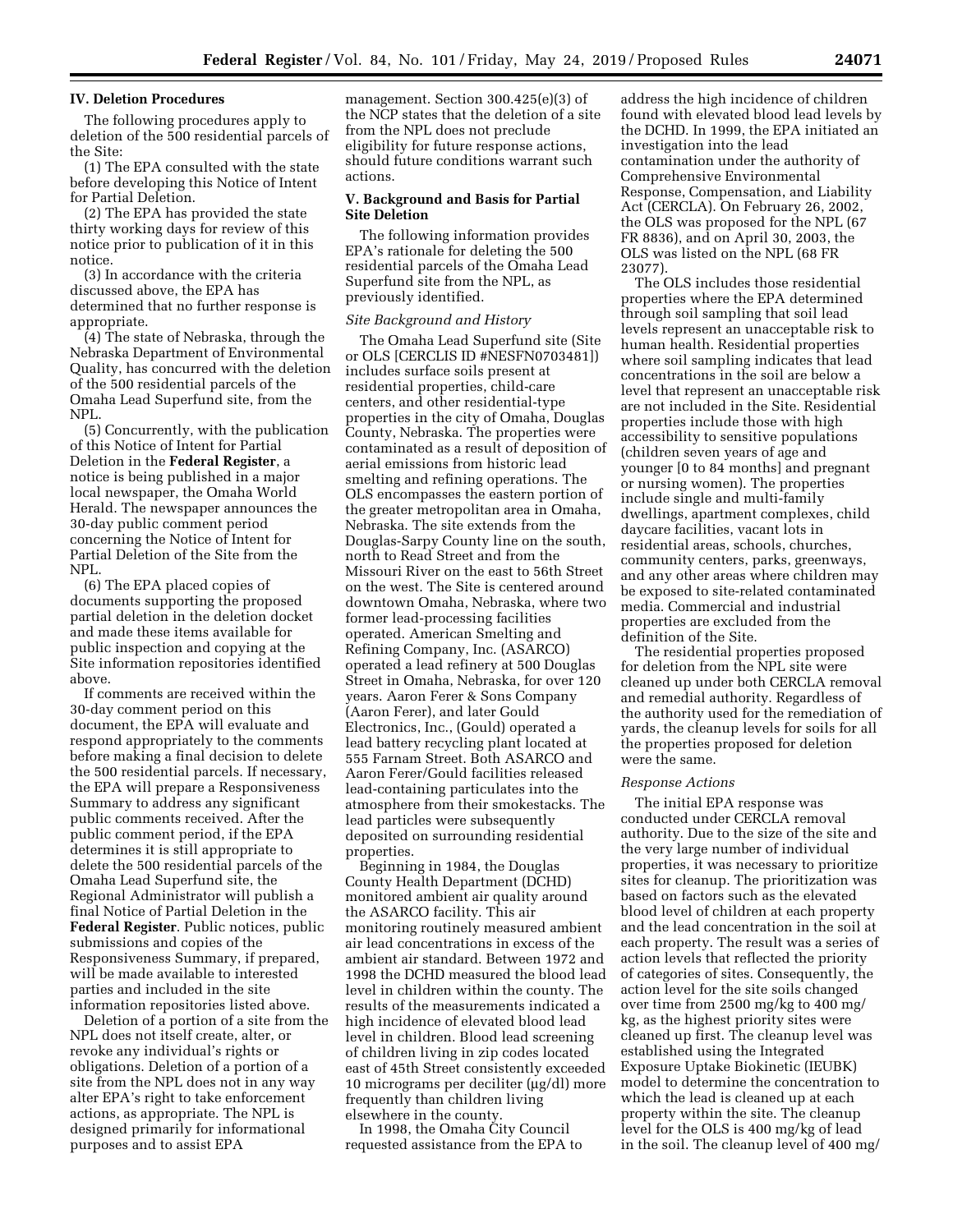## IV. Deletion Procedures

The following procedures apply to deletion of the 500 residential parcels of the Site:

(1) The EPA consulted with the state before developing this Notice of Intent for Partial Deletion.

(2) The EPA has provided the state thirty working days for review of this notice prior to publication of it in this notice.

(3) In accordance with the criteria discussed above, the EPA has determined that no further response is appropriate.

(4) The state of Nebraska, through the Nebraska Department of Environmental Quality, has concurred with the deletion of the 500 residential parcels of the Omaha Lead Superfund site, from the NPL.

(5) Concurrently, with the publication of this Notice of Intent for Partial Deletion in the **Federal Register**, a notice is being published in a major local newspaper, the Omaha World Herald. The newspaper announces the 30-day public comment period concerning the Notice of Intent for Partial Deletion of the Site from the NPL.

(6) The EPA placed copies of documents supporting the proposed partial deletion in the deletion docket and made these items available for public inspection and copying at the Site information repositories identified above.

If comments are received within the 30-day comment period on this document, the EPA will evaluate and respond appropriately to the comments before making a final decision to delete the 500 residential parcels. If necessary, the EPA will prepare a Responsiveness Summary to address any significant public comments received. After the public comment period, if the EPA determines it is still appropriate to delete the 500 residential parcels of the Omaha Lead Superfund site, the Regional Administrator will publish a final Notice of Partial Deletion in the **Federal Register**. Public notices, public submissions and copies of the Responsiveness Summary, if prepared, will be made available to interested parties and included in the site information repositories listed above.

Deletion of a portion of a site from the NPL does not itself create, alter, or revoke any individual's rights or obligations. Deletion of a portion of a site from the NPL does not in any way alter EPA's right to take enforcement actions, as appropriate. The NPL is designed primarily for informational purposes and to assist EPA management. Section 300.425(e)(3) of the NCP states that the deletion of a site from the NPL does not preclude eligibility for future response actions, should future conditions warrant such actions.

## V. Background and Basis for Partial Site Deletion

The following information provides EPA's rationale for deleting the 500 residential parcels of the Omaha Lead Superfund site from the NPL, as previously identified.

*Site Background and History*

The Omaha Lead Superfund site (Site or OLS [CERCLIS ID #NESFN0703481]) includes surface soils present at residential properties, child-care centers, and other residential-type properties in the city of Omaha, Douglas County, Nebraska. The properties were contaminated as a result of deposition of aerial emissions from historic lead smelting and refining operations. The OLS encompasses the eastern portion of the greater metropolitan area in Omaha, Nebraska. The site extends from the Douglas-Sarpy County line on the south, north to Read Street and from the Missouri River on the east to 56th Street on the west. The Site is centered around downtown Omaha, Nebraska, where two former lead-processing facilities operated. American Smelting and Refining Company, Inc. (ASARCO) operated a lead refinery at 500 Douglas Street in Omaha, Nebraska, for over 120 years. Aaron Ferer & Sons Company (Aaron Ferer), and later Gould Electronics, Inc., (Gould) operated a lead battery recycling plant located at 555 Farnam Street. Both ASARCO and Aaron Ferer/Gould facilities released lead-containing particulates into the atmosphere from their smokestacks. The lead particles were subsequently deposited on surrounding residential properties.

Beginning in 1984, the Douglas County Health Department (DCHD) monitored ambient air quality around the ASARCO facility. This air monitoring routinely measured ambient air lead concentrations in excess of the ambient air standard. Between 1972 and 1998 the DCHD measured the blood lead level in children within the county. The results of the measurements indicated a high incidence of elevated blood lead level in children. Blood lead screening of children living in zip codes located east of 45th Street consistently exceeded 10 micrograms per deciliter (µg/dl) more frequently than children living elsewhere in the county.

In 1998, the Omaha City Council requested assistance from the EPA to address the high incidence of children found with elevated blood lead levels by the DCHD. In 1999, the EPA initiated an investigation into the lead contamination under the authority of Comprehensive Environmental Response, Compensation, and Liability Act (CERCLA). On February 26, 2002, the OLS was proposed for the NPL (67 FR 8836), and on April 30, 2003, the OLS was listed on the NPL (68 FR 23077).

The OLS includes those residential properties where the EPA determined through soil sampling that soil lead levels represent an unacceptable risk to human health. Residential properties where soil sampling indicates that lead concentrations in the soil are below a level that represent an unacceptable risk are not included in the Site. Residential properties include those with high accessibility to sensitive populations (children seven years of age and younger [0 to 84 months] and pregnant or nursing women). The properties include single and multi-family dwellings, apartment complexes, child daycare facilities, vacant lots in residential areas, schools, churches, community centers, parks, greenways, and any other areas where children may be exposed to site-related contaminated media. Commercial and industrial properties are excluded from the definition of the Site.

The residential properties proposed for deletion from the NPL site were cleaned up under both CERCLA removal and remedial authority. Regardless of the authority used for the remediation of yards, the cleanup levels for soils for all the properties proposed for deletion were the same.

*Response Actions*

The initial EPA response was conducted under CERCLA removal authority. Due to the size of the site and the very large number of individual properties, it was necessary to prioritize sites for cleanup. The prioritization was based on factors such as the elevated blood level of children at each property and the lead concentration in the soil at each property. The result was a series of action levels that reflected the priority of categories of sites. Consequently, the action level for the site soils changed over time from 2500 mg/kg to 400 mg/kg, as the highest priority sites were cleaned up first. The cleanup level was established using the Integrated Exposure Uptake Biokinetic (IEUBK) model to determine the concentration to which the lead is cleaned up at each property within the site. The cleanup level for the OLS is 400 mg/kg of lead in the soil. The cleanup level of 400 mg/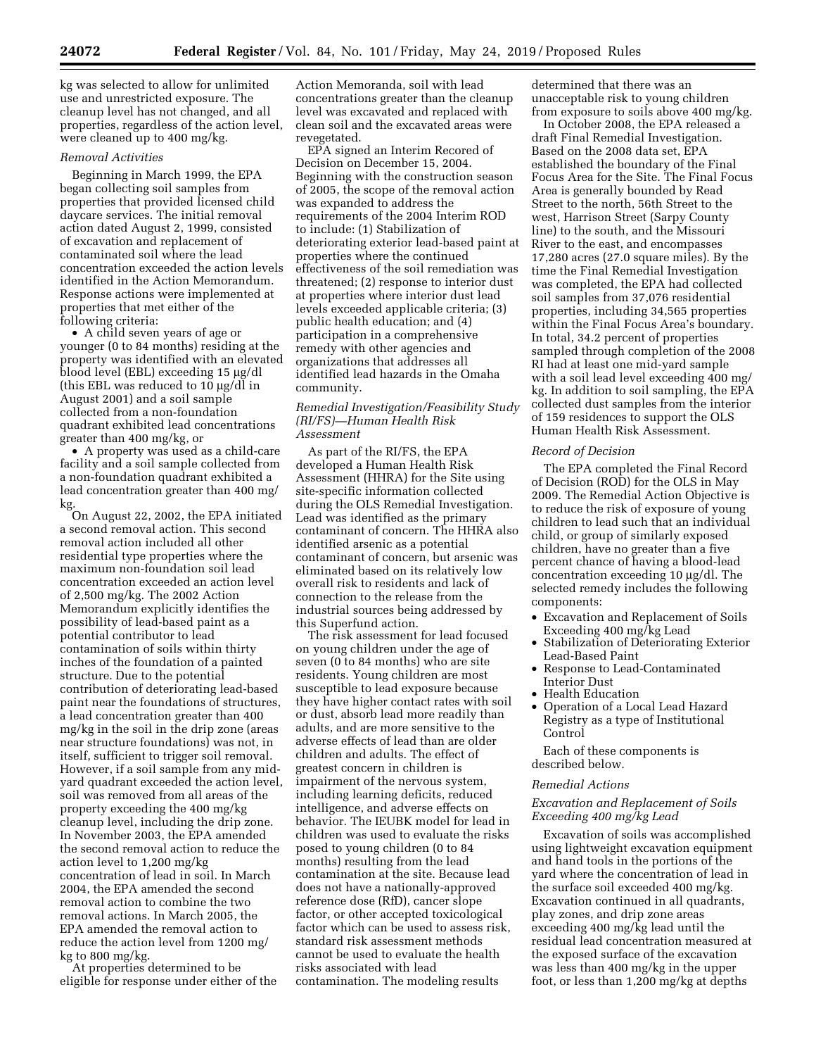kg was selected to allow for unlimited use and unrestricted exposure. The cleanup level has not changed, and all properties, regardless of the action level, were cleaned up to 400 mg/kg.

*Removal Activities*

Beginning in March 1999, the EPA began collecting soil samples from properties that provided licensed child daycare services. The initial removal action dated August 2, 1999, consisted of excavation and replacement of contaminated soil where the lead concentration exceeded the action levels identified in the Action Memorandum. Response actions were implemented at properties that met either of the following criteria:

- A child seven years of age or younger (0 to 84 months) residing at the property was identified with an elevated blood level (EBL) exceeding 15 µg/dl (this EBL was reduced to 10 µg/dl in August 2001) and a soil sample collected from a non-foundation quadrant exhibited lead concentrations greater than 400 mg/kg, or
- A property was used as a child-care facility and a soil sample collected from a non-foundation quadrant exhibited a lead concentration greater than 400 mg/kg.

On August 22, 2002, the EPA initiated a second removal action. This second removal action included all other residential type properties where the maximum non-foundation soil lead concentration exceeded an action level of 2,500 mg/kg. The 2002 Action Memorandum explicitly identifies the possibility of lead-based paint as a potential contributor to lead contamination of soils within thirty inches of the foundation of a painted structure. Due to the potential contribution of deteriorating lead-based paint near the foundations of structures, a lead concentration greater than 400 mg/kg in the soil in the drip zone (areas near structure foundations) was not, in itself, sufficient to trigger soil removal. However, if a soil sample from any mid-yard quadrant exceeded the action level, soil was removed from all areas of the property exceeding the 400 mg/kg cleanup level, including the drip zone. In November 2003, the EPA amended the second removal action to reduce the action level to 1,200 mg/kg concentration of lead in soil. In March 2004, the EPA amended the second removal action to combine the two removal actions. In March 2005, the EPA amended the removal action to reduce the action level from 1200 mg/kg to 800 mg/kg.

At properties determined to be eligible for response under either of the Action Memoranda, soil with lead concentrations greater than the cleanup level was excavated and replaced with clean soil and the excavated areas were revegetated.

EPA signed an Interim Recored of Decision on December 15, 2004. Beginning with the construction season of 2005, the scope of the removal action was expanded to address the requirements of the 2004 Interim ROD to include: (1) Stabilization of deteriorating exterior lead-based paint at properties where the continued effectiveness of the soil remediation was threatened; (2) response to interior dust at properties where interior dust lead levels exceeded applicable criteria; (3) public health education; and (4) participation in a comprehensive remedy with other agencies and organizations that addresses all identified lead hazards in the Omaha community.

*Remedial Investigation/Feasibility Study (RI/FS)—Human Health Risk Assessment*

As part of the RI/FS, the EPA developed a Human Health Risk Assessment (HHRA) for the Site using site-specific information collected during the OLS Remedial Investigation. Lead was identified as the primary contaminant of concern. The HHRA also identified arsenic as a potential contaminant of concern, but arsenic was eliminated based on its relatively low overall risk to residents and lack of connection to the release from the industrial sources being addressed by this Superfund action.

The risk assessment for lead focused on young children under the age of seven (0 to 84 months) who are site residents. Young children are most susceptible to lead exposure because they have higher contact rates with soil or dust, absorb lead more readily than adults, and are more sensitive to the adverse effects of lead than are older children and adults. The effect of greatest concern in children is impairment of the nervous system, including learning deficits, reduced intelligence, and adverse effects on behavior. The IEUBK model for lead in children was used to evaluate the risks posed to young children (0 to 84 months) resulting from the lead contamination at the site. Because lead does not have a nationally-approved reference dose (RfD), cancer slope factor, or other accepted toxicological factor which can be used to assess risk, standard risk assessment methods cannot be used to evaluate the health risks associated with lead contamination. The modeling results determined that there was an unacceptable risk to young children from exposure to soils above 400 mg/kg.

In October 2008, the EPA released a draft Final Remedial Investigation. Based on the 2008 data set, EPA established the boundary of the Final Focus Area for the Site. The Final Focus Area is generally bounded by Read Street to the north, 56th Street to the west, Harrison Street (Sarpy County line) to the south, and the Missouri River to the east, and encompasses 17,280 acres (27.0 square miles). By the time the Final Remedial Investigation was completed, the EPA had collected soil samples from 37,076 residential properties, including 34,565 properties within the Final Focus Area's boundary. In total, 34.2 percent of properties sampled through completion of the 2008 RI had at least one mid-yard sample with a soil lead level exceeding 400 mg/kg. In addition to soil sampling, the EPA collected dust samples from the interior of 159 residences to support the OLS Human Health Risk Assessment.

*Record of Decision*

The EPA completed the Final Record of Decision (ROD) for the OLS in May 2009. The Remedial Action Objective is to reduce the risk of exposure of young children to lead such that an individual child, or group of similarly exposed children, have no greater than a five percent chance of having a blood-lead concentration exceeding 10 µg/dl. The selected remedy includes the following components:

- Excavation and Replacement of Soils Exceeding 400 mg/kg Lead
- Stabilization of Deteriorating Exterior Lead-Based Paint
- Response to Lead-Contaminated Interior Dust
- Health Education
- Operation of a Local Lead Hazard Registry as a type of Institutional Control

Each of these components is described below.

*Remedial Actions*

*Excavation and Replacement of Soils Exceeding 400 mg/kg Lead*

Excavation of soils was accomplished using lightweight excavation equipment and hand tools in the portions of the yard where the concentration of lead in the surface soil exceeded 400 mg/kg. Excavation continued in all quadrants, play zones, and drip zone areas exceeding 400 mg/kg lead until the residual lead concentration measured at the exposed surface of the excavation was less than 400 mg/kg in the upper foot, or less than 1,200 mg/kg at depths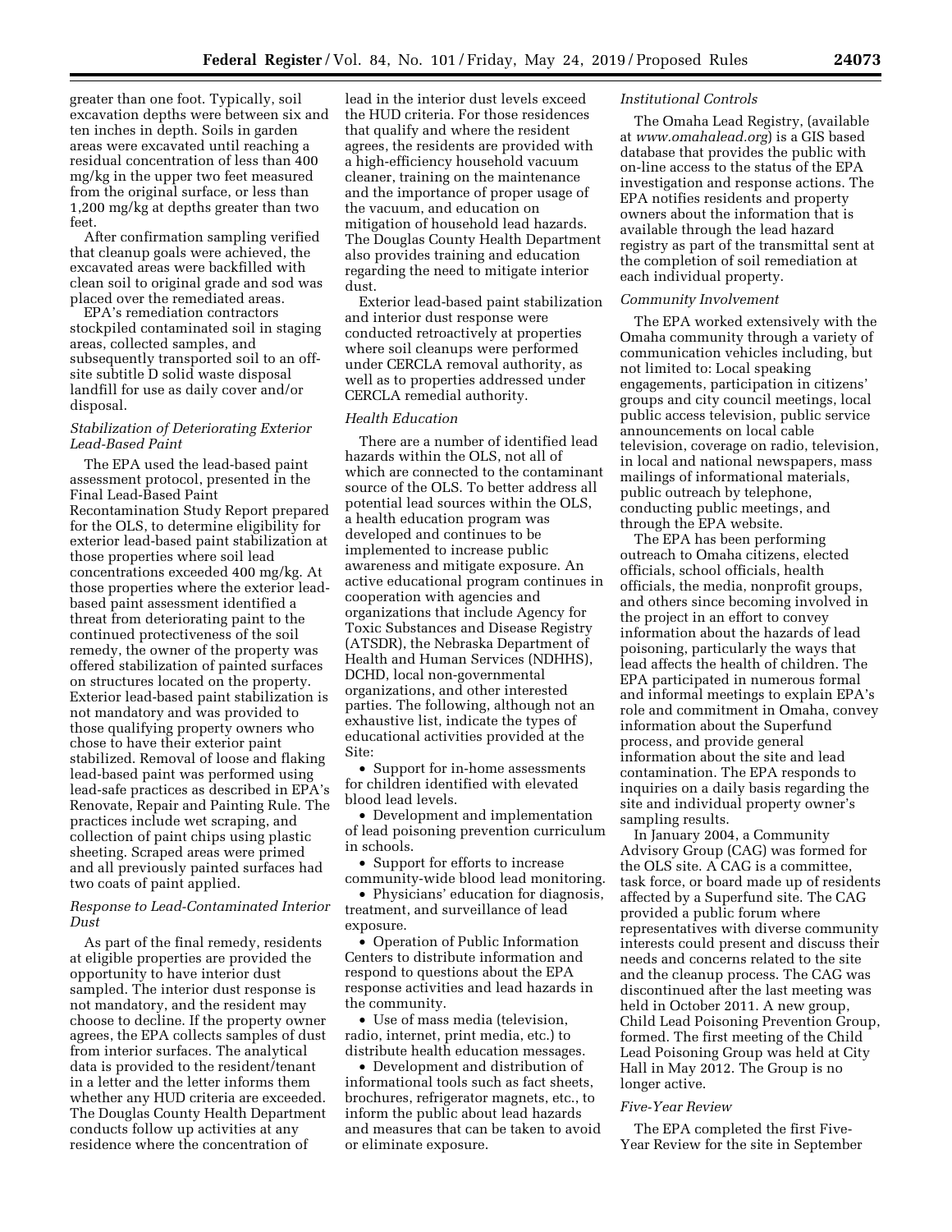greater than one foot. Typically, soil excavation depths were between six and ten inches in depth. Soils in garden areas were excavated until reaching a residual concentration of less than 400 mg/kg in the upper two feet measured from the original surface, or less than 1,200 mg/kg at depths greater than two feet.

After confirmation sampling verified that cleanup goals were achieved, the excavated areas were backfilled with clean soil to original grade and sod was placed over the remediated areas.

EPA's remediation contractors stockpiled contaminated soil in staging areas, collected samples, and subsequently transported soil to an off-site subtitle D solid waste disposal landfill for use as daily cover and/or disposal.

*Stabilization of Deteriorating Exterior Lead-Based Paint*

The EPA used the lead-based paint assessment protocol, presented in the Final Lead-Based Paint Recontamination Study Report prepared for the OLS, to determine eligibility for exterior lead-based paint stabilization at those properties where soil lead concentrations exceeded 400 mg/kg. At those properties where the exterior lead-based paint assessment identified a threat from deteriorating paint to the continued protectiveness of the soil remedy, the owner of the property was offered stabilization of painted surfaces on structures located on the property. Exterior lead-based paint stabilization is not mandatory and was provided to those qualifying property owners who chose to have their exterior paint stabilized. Removal of loose and flaking lead-based paint was performed using lead-safe practices as described in EPA's Renovate, Repair and Painting Rule. The practices include wet scraping, and collection of paint chips using plastic sheeting. Scraped areas were primed and all previously painted surfaces had two coats of paint applied.

*Response to Lead-Contaminated Interior Dust*

As part of the final remedy, residents at eligible properties are provided the opportunity to have interior dust sampled. The interior dust response is not mandatory, and the resident may choose to decline. If the property owner agrees, the EPA collects samples of dust from interior surfaces. The analytical data is provided to the resident/tenant in a letter and the letter informs them whether any HUD criteria are exceeded. The Douglas County Health Department conducts follow up activities at any residence where the concentration of lead in the interior dust levels exceed the HUD criteria. For those residences that qualify and where the resident agrees, the residents are provided with a high-efficiency household vacuum cleaner, training on the maintenance and the importance of proper usage of the vacuum, and education on mitigation of household lead hazards. The Douglas County Health Department also provides training and education regarding the need to mitigate interior dust.

Exterior lead-based paint stabilization and interior dust response were conducted retroactively at properties where soil cleanups were performed under CERCLA removal authority, as well as to properties addressed under CERCLA remedial authority.

*Health Education*

There are a number of identified lead hazards within the OLS, not all of which are connected to the contaminant source of the OLS. To better address all potential lead sources within the OLS, a health education program was developed and continues to be implemented to increase public awareness and mitigate exposure. An active educational program continues in cooperation with agencies and organizations that include Agency for Toxic Substances and Disease Registry (ATSDR), the Nebraska Department of Health and Human Services (NDHHS), DCHD, local non-governmental organizations, and other interested parties. The following, although not an exhaustive list, indicate the types of educational activities provided at the Site:

- Support for in-home assessments for children identified with elevated blood lead levels.
- Development and implementation of lead poisoning prevention curriculum in schools.
- Support for efforts to increase community-wide blood lead monitoring.
- Physicians' education for diagnosis, treatment, and surveillance of lead exposure.
- Operation of Public Information Centers to distribute information and respond to questions about the EPA response activities and lead hazards in the community.
- Use of mass media (television, radio, internet, print media, etc.) to distribute health education messages.
- Development and distribution of informational tools such as fact sheets, brochures, refrigerator magnets, etc., to inform the public about lead hazards and measures that can be taken to avoid or eliminate exposure.

*Institutional Controls*

The Omaha Lead Registry, (available at *www.omahalead.org*) is a GIS based database that provides the public with on-line access to the status of the EPA investigation and response actions. The EPA notifies residents and property owners about the information that is available through the lead hazard registry as part of the transmittal sent at the completion of soil remediation at each individual property.

*Community Involvement*

The EPA worked extensively with the Omaha community through a variety of communication vehicles including, but not limited to: Local speaking engagements, participation in citizens' groups and city council meetings, local public access television, public service announcements on local cable television, coverage on radio, television, in local and national newspapers, mass mailings of informational materials, public outreach by telephone, conducting public meetings, and through the EPA website.

The EPA has been performing outreach to Omaha citizens, elected officials, school officials, health officials, the media, nonprofit groups, and others since becoming involved in the project in an effort to convey information about the hazards of lead poisoning, particularly the ways that lead affects the health of children. The EPA participated in numerous formal and informal meetings to explain EPA's role and commitment in Omaha, convey information about the Superfund process, and provide general information about the site and lead contamination. The EPA responds to inquiries on a daily basis regarding the site and individual property owner's sampling results.

In January 2004, a Community Advisory Group (CAG) was formed for the OLS site. A CAG is a committee, task force, or board made up of residents affected by a Superfund site. The CAG provided a public forum where representatives with diverse community interests could present and discuss their needs and concerns related to the site and the cleanup process. The CAG was discontinued after the last meeting was held in October 2011. A new group, Child Lead Poisoning Prevention Group, formed. The first meeting of the Child Lead Poisoning Group was held at City Hall in May 2012. The Group is no longer active.

*Five-Year Review*

The EPA completed the first Five-Year Review for the site in September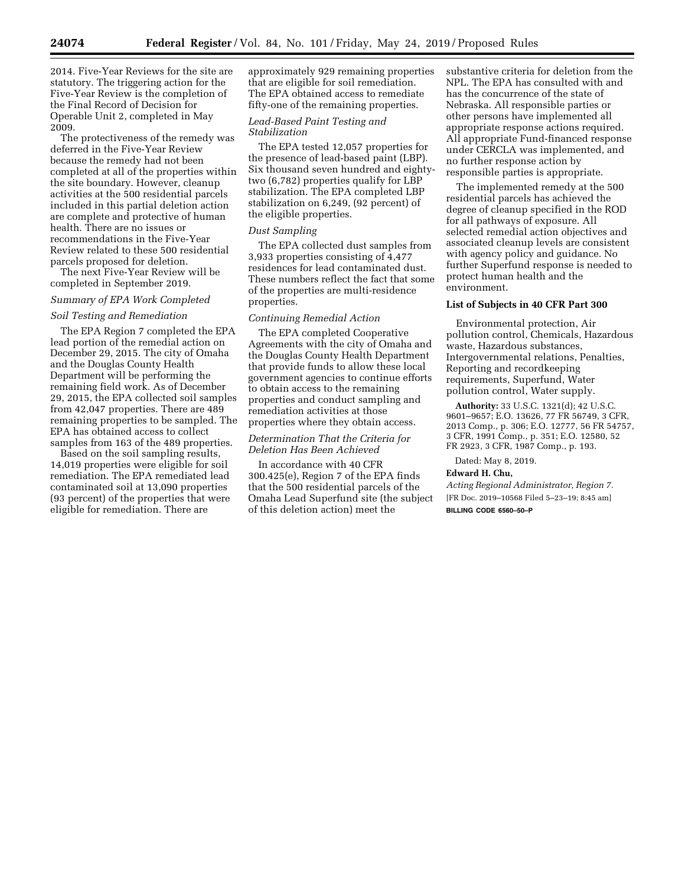2014. Five-Year Reviews for the site are statutory. The triggering action for the Five-Year Review is the completion of the Final Record of Decision for Operable Unit 2, completed in May 2009.

The protectiveness of the remedy was deferred in the Five-Year Review because the remedy had not been completed at all of the properties within the site boundary. However, cleanup activities at the 500 residential parcels included in this partial deletion action are complete and protective of human health. There are no issues or recommendations in the Five-Year Review related to these 500 residential parcels proposed for deletion.

The next Five-Year Review will be completed in September 2019.

*Summary of EPA Work Completed*

*Soil Testing and Remediation*

The EPA Region 7 completed the EPA lead portion of the remedial action on December 29, 2015. The city of Omaha and the Douglas County Health Department will be performing the remaining field work. As of December 29, 2015, the EPA collected soil samples from 42,047 properties. There are 489 remaining properties to be sampled. The EPA has obtained access to collect samples from 163 of the 489 properties.

Based on the soil sampling results, 14,019 properties were eligible for soil remediation. The EPA remediated lead contaminated soil at 13,090 properties (93 percent) of the properties that were eligible for remediation. There are approximately 929 remaining properties that are eligible for soil remediation. The EPA obtained access to remediate fifty-one of the remaining properties.

*Lead-Based Paint Testing and Stabilization*

The EPA tested 12,057 properties for the presence of lead-based paint (LBP). Six thousand seven hundred and eighty-two (6,782) properties qualify for LBP stabilization. The EPA completed LBP stabilization on 6,249, (92 percent) of the eligible properties.

*Dust Sampling*

The EPA collected dust samples from 3,933 properties consisting of 4,477 residences for lead contaminated dust. These numbers reflect the fact that some of the properties are multi-residence properties.

*Continuing Remedial Action*

The EPA completed Cooperative Agreements with the city of Omaha and the Douglas County Health Department that provide funds to allow these local government agencies to continue efforts to obtain access to the remaining properties and conduct sampling and remediation activities at those properties where they obtain access.

*Determination That the Criteria for Deletion Has Been Achieved*

In accordance with 40 CFR 300.425(e), Region 7 of the EPA finds that the 500 residential parcels of the Omaha Lead Superfund site (the subject of this deletion action) meet the substantive criteria for deletion from the NPL. The EPA has consulted with and has the concurrence of the state of Nebraska. All responsible parties or other persons have implemented all appropriate response actions required. All appropriate Fund-financed response under CERCLA was implemented, and no further response action by responsible parties is appropriate.

The implemented remedy at the 500 residential parcels has achieved the degree of cleanup specified in the ROD for all pathways of exposure. All selected remedial action objectives and associated cleanup levels are consistent with agency policy and guidance. No further Superfund response is needed to protect human health and the environment.

**List of Subjects in 40 CFR Part 300**

Environmental protection, Air pollution control, Chemicals, Hazardous waste, Hazardous substances, Intergovernmental relations, Penalties, Reporting and recordkeeping requirements, Superfund, Water pollution control, Water supply.

**Authority:** 33 U.S.C. 1321(d); 42 U.S.C. 9601–9657; E.O. 13626, 77 FR 56749, 3 CFR, 2013 Comp., p. 306; E.O. 12777, 56 FR 54757, 3 CFR, 1991 Comp., p. 351; E.O. 12580, 52 FR 2923, 3 CFR, 1987 Comp., p. 193.

Dated: May 8, 2019.

**Edward H. Chu,**

*Acting Regional Administrator, Region 7.*

[FR Doc. 2019–10568 Filed 5–23–19; 8:45 am]

BILLING CODE 6560–50–P